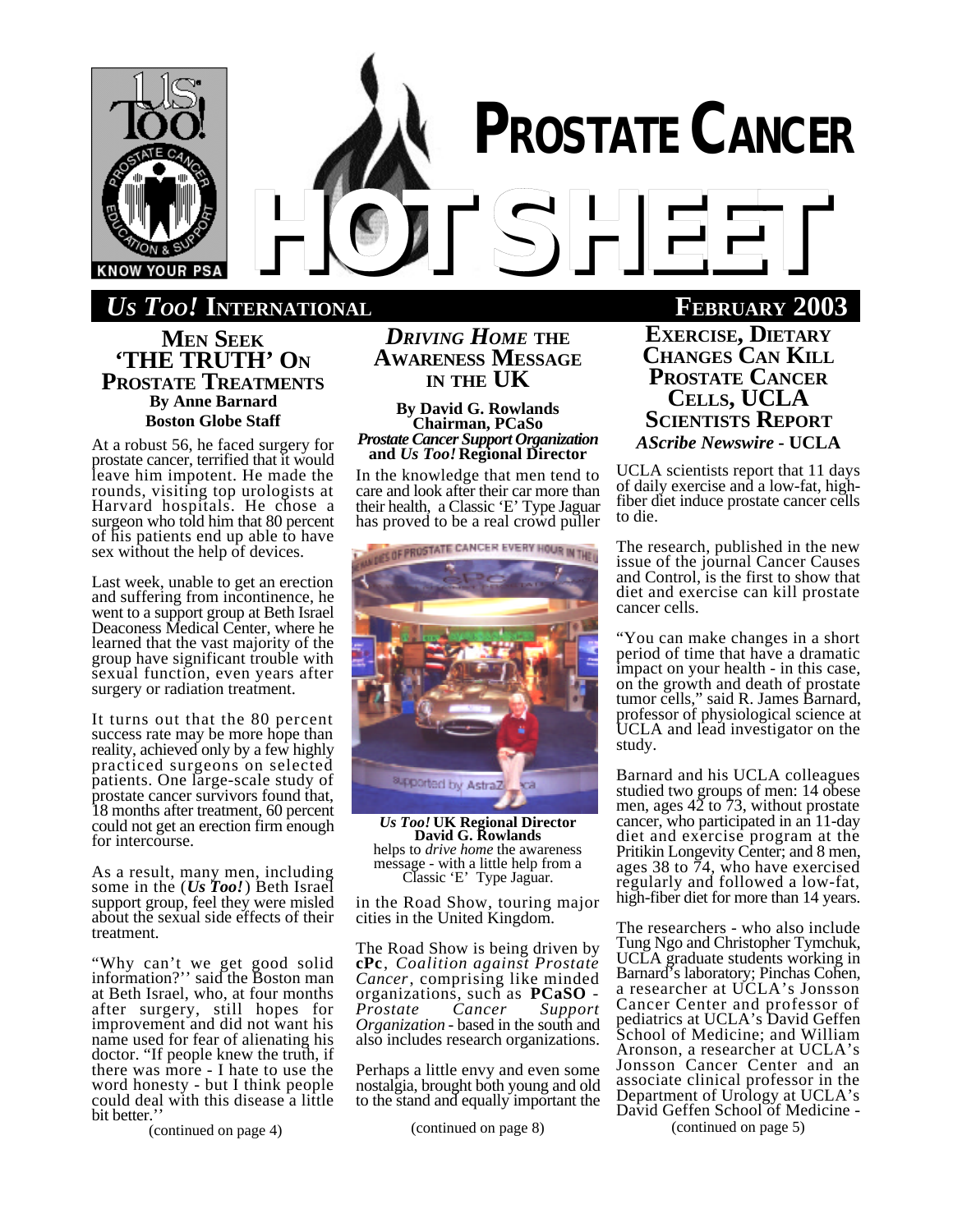# PROSTATE CANCER HOT SHEET

**US TOO! INTERNATIONAL** — **FEBRUARY 2003**

## MEN SEEK 'THE TRUTH' ON PROSTATE TREATMENTS

**By Anne Barnard**
**Boston Globe Staff**

At a robust 56, he faced surgery for prostate cancer, terrified that it would leave him impotent. He made the rounds, visiting top urologists at Harvard hospitals. He chose a surgeon who told him that 80 percent of his patients end up able to have sex without the help of devices.

Last week, unable to get an erection and suffering from incontinence, he went to a support group at Beth Israel Deaconess Medical Center, where he learned that the vast majority of the group have significant trouble with sexual function, even years after surgery or radiation treatment.

It turns out that the 80 percent success rate may be more hope than reality, achieved only by a few highly practiced surgeons on selected patients. One large-scale study of prostate cancer survivors found that, 18 months after treatment, 60 percent could not get an erection firm enough for intercourse.

As a result, many men, including some in the (*Us Too!*) Beth Israel support group, feel they were misled about the sexual side effects of their treatment.

"Why can't we get good solid information?'' said the Boston man at Beth Israel, who, at four months after surgery, still hopes for improvement and did not want his name used for fear of alienating his doctor. "If people knew the truth, if there was more - I hate to use the word honesty - but I think people could deal with this disease a little bit better.''

(continued on page 4)

## *DRIVING HOME* THE AWARENESS MESSAGE IN THE UK

**By David G. Rowlands**
**Chairman, PCaSo**
***Prostate Cancer Support Organization***
**and *Us Too!* Regional Director**

In the knowledge that men tend to care and look after their car more than their health, a Classic 'E' Type Jaguar has proved to be a real crowd puller

***Us Too!* UK Regional Director David G. Rowlands** helps to *drive home* the awareness message - with a little help from a Classic 'E' Type Jaguar.

in the Road Show, touring major cities in the United Kingdom.

The Road Show is being driven by **cPc**, *Coalition against Prostate Cancer*, comprising like minded organizations, such as **PCaSO** - *Prostate Cancer Support Organization* - based in the south and also includes research organizations.

Perhaps a little envy and even some nostalgia, brought both young and old to the stand and equally important the

(continued on page 8)

## EXERCISE, DIETARY CHANGES CAN KILL PROSTATE CANCER CELLS, UCLA SCIENTISTS REPORT

***AScribe Newswire* - UCLA**

UCLA scientists report that 11 days of daily exercise and a low-fat, high-fiber diet induce prostate cancer cells to die.

The research, published in the new issue of the journal Cancer Causes and Control, is the first to show that diet and exercise can kill prostate cancer cells.

"You can make changes in a short period of time that have a dramatic impact on your health - in this case, on the growth and death of prostate tumor cells," said R. James Barnard, professor of physiological science at UCLA and lead investigator on the study.

Barnard and his UCLA colleagues studied two groups of men: 14 obese men, ages 42 to 73, without prostate cancer, who participated in an 11-day diet and exercise program at the Pritikin Longevity Center; and 8 men, ages 38 to 74, who have exercised regularly and followed a low-fat, high-fiber diet for more than 14 years.

The researchers - who also include Tung Ngo and Christopher Tymchuk, UCLA graduate students working in Barnard's laboratory; Pinchas Cohen, a researcher at UCLA's Jonsson Cancer Center and professor of pediatrics at UCLA's David Geffen School of Medicine; and William Aronson, a researcher at UCLA's Jonsson Cancer Center and an associate clinical professor in the Department of Urology at UCLA's David Geffen School of Medicine -

(continued on page 5)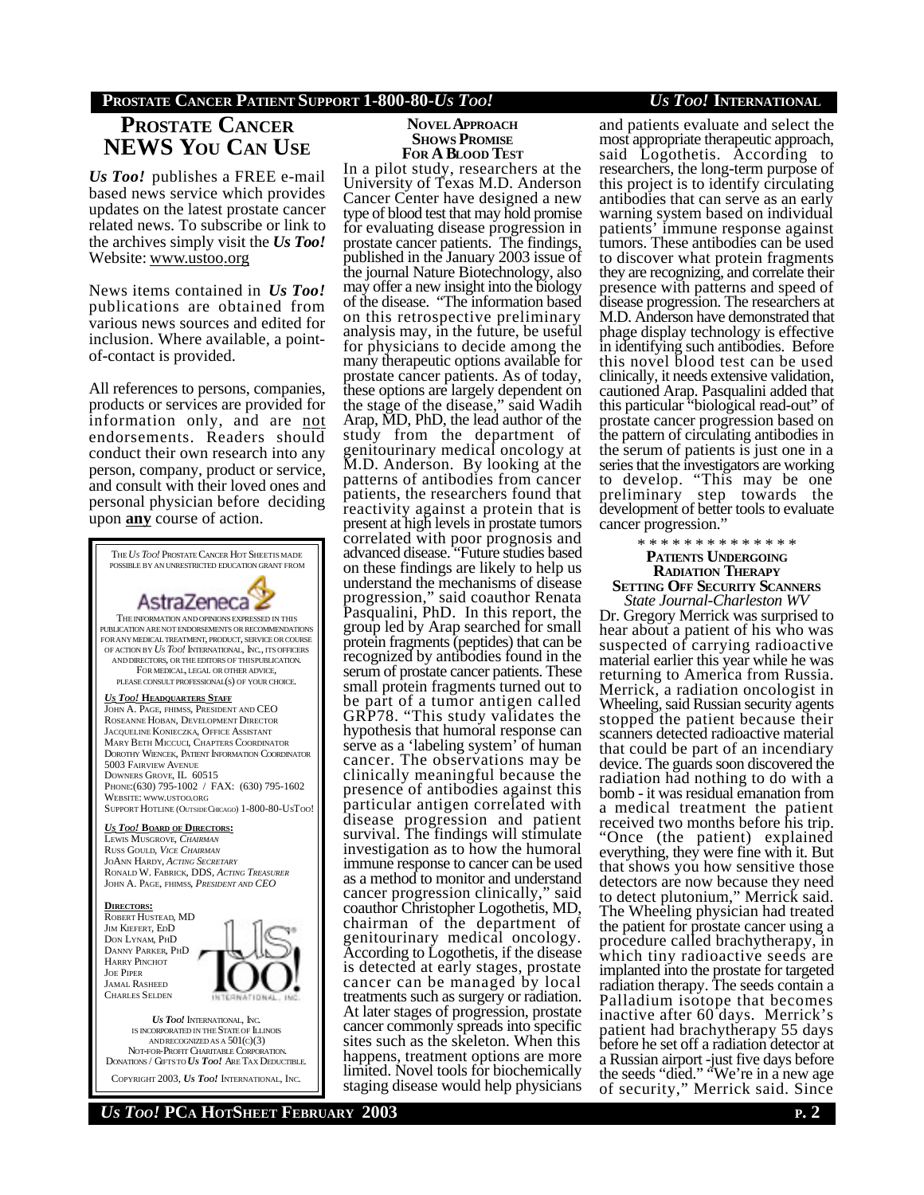# PROSTATE CANCER NEWS YOU CAN USE

***Us Too!*** publishes a FREE e-mail based news service which provides updates on the latest prostate cancer related news. To subscribe or link to the archives simply visit the ***Us Too!*** Website: www.ustoo.org

News items contained in ***Us Too!*** publications are obtained from various news sources and edited for inclusion. Where available, a point-of-contact is provided.

All references to persons, companies, products or services are provided for information only, and are not endorsements. Readers should conduct their own research into any person, company, product or service, and consult with their loved ones and personal physician before deciding upon **any** course of action.

THE *US TOO!* PROSTATE CANCER HOT SHEETS MADE POSSIBLE BY AN UNRESTRICTED EDUCATION GRANT FROM

AstraZeneca

THE INFORMATION AND OPINIONS EXPRESSED IN THIS PUBLICATION ARE NOT ENDORSEMENTS OR RECOMMENDATIONS FOR ANY MEDICAL TREATMENT, PRODUCT, SERVICE OR COURSE OF ACTION BY *US TOO!* INTERNATIONAL, INC., ITS OFFICERS AND DIRECTORS, OR THE EDITORS OF THIS PUBLICATION. FOR MEDICAL, LEGAL OR OTHER ADVICE, PLEASE CONSULT PROFESSIONAL(S) OF YOUR CHOICE.

***US TOO!* HEADQUARTERS STAFF**

JOHN A. PAGE, FHIMSS, PRESIDENT AND CEO
ROSEANNE HOBAN, DEVELOPMENT DIRECTOR
JACQUELINE KONIECZKA, OFFICE ASSISTANT
MARY BETH MICCUCI, CHAPTERS COORDINATOR
DOROTHY WIENCEK, PATIENT INFORMATION COORDINATOR
5003 FAIRVIEW AVENUE
DOWNERS GROVE, IL 60515
PHONE:(630) 795-1002 / FAX: (630) 795-1602
WEBSITE: WWW.USTOO.ORG
SUPPORT HOTLINE (OUTSIDE CHICAGO) 1-800-80-USTOO!

***US TOO!* BOARD OF DIRECTORS:**

LEWIS MUSGROVE, *CHAIRMAN*
RUSS GOULD, *VICE CHAIRMAN*
JOANN HARDY, *ACTING SECRETARY*
RONALD W. FABRICK, DDS, *ACTING TREASURER*
JOHN A. PAGE, FHIMSS, *PRESIDENT AND CEO*

**DIRECTORS:**

ROBERT HUSTEAD, MD
JIM KIEFERT, EDD
DON LYNAM, PHD
DANNY PARKER, PHD
HARRY PINCHOT
JOE PIPER
JAMAL RASHEED
CHARLES SELDEN

*US TOO!* INTERNATIONAL, INC. IS INCORPORATED IN THE STATE OF ILLINOIS AND RECOGNIZED AS A 501(C)(3) NOT-FOR-PROFIT CHARITABLE CORPORATION. DONATIONS / GIFTS TO *US TOO!* ARE TAX DEDUCTIBLE.

COPYRIGHT 2003, *US TOO!* INTERNATIONAL, INC.

## NOVEL APPROACH SHOWS PROMISE FOR A BLOOD TEST

In a pilot study, researchers at the University of Texas M.D. Anderson Cancer Center have designed a new type of blood test that may hold promise for evaluating disease progression in prostate cancer patients. The findings, published in the January 2003 issue of the journal Nature Biotechnology, also may offer a new insight into the biology of the disease. "The information based on this retrospective preliminary analysis may, in the future, be useful for physicians to decide among the many therapeutic options available for prostate cancer patients. As of today, these options are largely dependent on the stage of the disease," said Wadih Arap, MD, PhD, the lead author of the study from the department of genitourinary medical oncology at M.D. Anderson. By looking at the patterns of antibodies from cancer patients, the researchers found that reactivity against a protein that is present at high levels in prostate tumors correlated with poor prognosis and advanced disease. "Future studies based on these findings are likely to help us understand the mechanisms of disease progression," said coauthor Renata Pasqualini, PhD. In this report, the group led by Arap searched for small protein fragments (peptides) that can be recognized by antibodies found in the serum of prostate cancer patients. These small protein fragments turned out to be part of a tumor antigen called GRP78. "This study validates the hypothesis that humoral response can serve as a 'labeling system' of human cancer. The observations may be clinically meaningful because the presence of antibodies against this particular antigen correlated with disease progression and patient survival. The findings will stimulate investigation as to how the humoral immune response to cancer can be used as a method to monitor and understand cancer progression clinically," said coauthor Christopher Logothetis, MD, chairman of the department of genitourinary medical oncology. According to Logothetis, if the disease is detected at early stages, prostate cancer can be managed by local treatments such as surgery or radiation. At later stages of progression, prostate cancer commonly spreads into specific sites such as the skeleton. When this happens, treatment options are more limited. Novel tools for biochemically staging disease would help physicians and patients evaluate and select the most appropriate therapeutic approach, said Logothetis. According to researchers, the long-term purpose of this project is to identify circulating antibodies that can serve as an early warning system based on individual patients' immune response against tumors. These antibodies can be used to discover what protein fragments they are recognizing, and correlate their presence with patterns and speed of disease progression. The researchers at M.D. Anderson have demonstrated that phage display technology is effective in identifying such antibodies. Before this novel blood test can be used clinically, it needs extensive validation, cautioned Arap. Pasqualini added that this particular "biological read-out" of prostate cancer progression based on the pattern of circulating antibodies in the serum of patients is just one in a series that the investigators are working to develop. "This may be one preliminary step towards the development of better tools to evaluate cancer progression."

\* \* \* \* \* \* \* \* \* \* \* \* \* \*

## PATIENTS UNDERGOING RADIATION THERAPY SETTING OFF SECURITY SCANNERS

*State Journal-Charleston WV*

Dr. Gregory Merrick was surprised to hear about a patient of his who was suspected of carrying radioactive material earlier this year while he was returning to America from Russia. Merrick, a radiation oncologist in Wheeling, said Russian security agents stopped the patient because their scanners detected radioactive material that could be part of an incendiary device. The guards soon discovered the radiation had nothing to do with a bomb - it was residual emanation from a medical treatment the patient received two months before his trip. "Once (the patient) explained everything, they were fine with it. But that shows you how sensitive those detectors are now because they need to detect plutonium," Merrick said. The Wheeling physician had treated the patient for prostate cancer using a procedure called brachytherapy, in which tiny radioactive seeds are implanted into the prostate for targeted radiation therapy. The seeds contain a Palladium isotope that becomes inactive after 60 days. Merrick's patient had brachytherapy 55 days before he set off a radiation detector at a Russian airport -just five days before the seeds "died." "We're in a new age of security," Merrick said. Since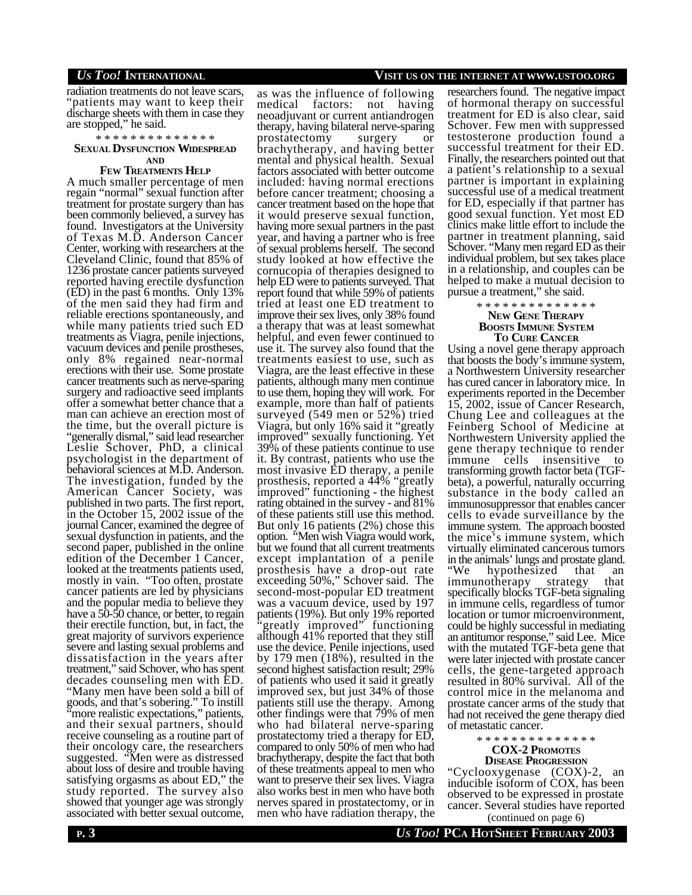radiation treatments do not leave scars, "patients may want to keep their discharge sheets with them in case they are stopped," he said.

\* \* \* \* \* \* \* \* \* \* \* \* \* \* \*

## SEXUAL DYSFUNCTION WIDESPREAD AND FEW TREATMENTS HELP

A much smaller percentage of men regain "normal" sexual function after treatment for prostate surgery than has been commonly believed, a survey has found. Investigators at the University of Texas M.D. Anderson Cancer Center, working with researchers at the Cleveland Clinic, found that 85% of 1236 prostate cancer patients surveyed reported having erectile dysfunction (ED) in the past 6 months. Only 13% of the men said they had firm and reliable erections spontaneously, and while many patients tried such ED treatments as Viagra, penile injections, vacuum devices and penile prostheses, only 8% regained near-normal erections with their use. Some prostate cancer treatments such as nerve-sparing surgery and radioactive seed implants offer a somewhat better chance that a man can achieve an erection most of the time, but the overall picture is "generally dismal," said lead researcher Leslie Schover, PhD, a clinical psychologist in the department of behavioral sciences at M.D. Anderson. The investigation, funded by the American Cancer Society, was published in two parts. The first report, in the October 15, 2002 issue of the journal Cancer, examined the degree of sexual dysfunction in patients, and the second paper, published in the online edition of the December 1 Cancer, looked at the treatments patients used, mostly in vain. "Too often, prostate cancer patients are led by physicians and the popular media to believe they have a 50-50 chance, or better, to regain their erectile function, but, in fact, the great majority of survivors experience severe and lasting sexual problems and dissatisfaction in the years after treatment," said Schover, who has spent decades counseling men with ED. "Many men have been sold a bill of goods, and that's sobering." To instill "more realistic expectations," patients, and their sexual partners, should receive counseling as a routine part of their oncology care, the researchers suggested. "Men were as distressed about loss of desire and trouble having satisfying orgasms as about ED," the study reported. The survey also showed that younger age was strongly associated with better sexual outcome, as was the influence of following medical factors: not having neoadjuvant or current antiandrogen therapy, having bilateral nerve-sparing prostatectomy surgery or brachytherapy, and having better mental and physical health. Sexual factors associated with better outcome included: having normal erections before cancer treatment; choosing a cancer treatment based on the hope that it would preserve sexual function, having more sexual partners in the past year, and having a partner who is free of sexual problems herself. The second study looked at how effective the cornucopia of therapies designed to help ED were to patients surveyed. That report found that while 59% of patients tried at least one ED treatment to improve their sex lives, only 38% found a therapy that was at least somewhat helpful, and even fewer continued to use it. The survey also found that the treatments easiest to use, such as Viagra, are the least effective in these patients, although many men continue to use them, hoping they will work. For example, more than half of patients surveyed (549 men or 52%) tried Viagra, but only 16% said it "greatly improved" sexually functioning. Yet 39% of these patients continue to use it. By contrast, patients who use the most invasive ED therapy, a penile prosthesis, reported a 44% "greatly improved" functioning - the highest rating obtained in the survey - and 81% of these patients still use this method. But only 16 patients (2%) chose this option. "Men wish Viagra would work, but we found that all current treatments except implantation of a penile prosthesis have a drop-out rate exceeding 50%," Schover said. The second-most-popular ED treatment was a vacuum device, used by 197 patients (19%). But only 19% reported "greatly improved" functioning although 41% reported that they still use the device. Penile injections, used by 179 men (18%), resulted in the second highest satisfaction result; 29% of patients who used it said it greatly improved sex, but just 34% of those patients still use the therapy. Among other findings were that 79% of men who had bilateral nerve-sparing prostatectomy tried a therapy for ED, compared to only 50% of men who had brachytherapy, despite the fact that both of these treatments appeal to men who want to preserve their sex lives. Viagra also works best in men who have both nerves spared in prostatectomy, or in men who have radiation therapy, the researchers found. The negative impact of hormonal therapy on successful treatment for ED is also clear, said Schover. Few men with suppressed testosterone production found a successful treatment for their ED. Finally, the researchers pointed out that a patient's relationship to a sexual partner is important in explaining successful use of a medical treatment for ED, especially if that partner has good sexual function. Yet most ED clinics make little effort to include the partner in treatment planning, said Schover. "Many men regard ED as their individual problem, but sex takes place in a relationship, and couples can be helped to make a mutual decision to pursue a treatment," she said.

\* \* \* \* \* \* \* \* \* \* \* \* \* \* \*

## NEW GENE THERAPY BOOSTS IMMUNE SYSTEM TO CURE CANCER

Using a novel gene therapy approach that boosts the body's immune system, a Northwestern University researcher has cured cancer in laboratory mice. In experiments reported in the December 15, 2002, issue of Cancer Research, Chung Lee and colleagues at the Feinberg School of Medicine at Northwestern University applied the gene therapy technique to render immune cells insensitive to transforming growth factor beta (TGF-beta), a powerful, naturally occurring substance in the body called an immunosuppressor that enables cancer cells to evade surveillance by the immune system. The approach boosted the mice's immune system, which virtually eliminated cancerous tumors in the animals' lungs and prostate gland. "We hypothesized that an immunotherapy strategy that specifically blocks TGF-beta signaling in immune cells, regardless of tumor location or tumor microenvironment, could be highly successful in mediating an antitumor response," said Lee. Mice with the mutated TGF-beta gene that were later injected with prostate cancer cells, the gene-targeted approach resulted in 80% survival. All of the control mice in the melanoma and prostate cancer arms of the study that had not received the gene therapy died of metastatic cancer.

\* \* \* \* \* \* \* \* \* \* \* \* \* \* \*

## COX-2 PROMOTES DISEASE PROGRESSION

"Cyclooxygenase (COX)-2, an inducible isoform of COX, has been observed to be expressed in prostate cancer. Several studies have reported

(continued on page 6)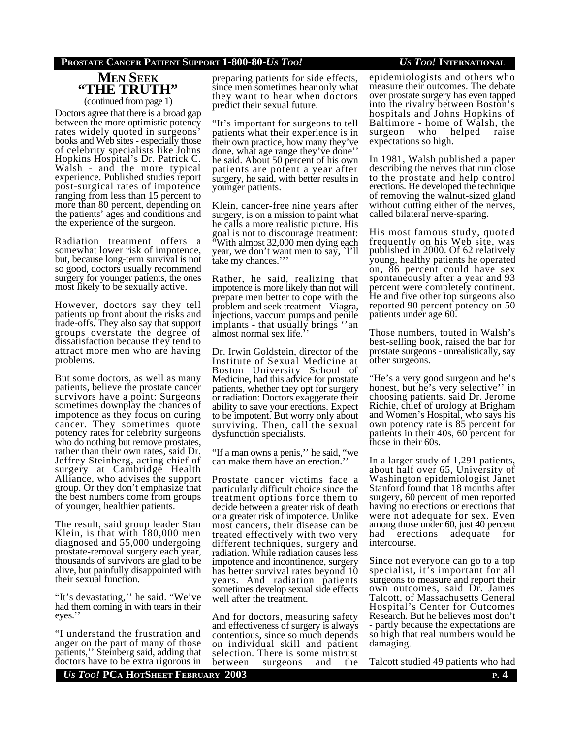## MEN SEEK "THE TRUTH"

(continued from page 1)

Doctors agree that there is a broad gap between the more optimistic potency rates widely quoted in surgeons' books and Web sites - especially those of celebrity specialists like Johns Hopkins Hospital's Dr. Patrick C. Walsh - and the more typical experience. Published studies report post-surgical rates of impotence ranging from less than 15 percent to more than 80 percent, depending on the patients' ages and conditions and the experience of the surgeon.

Radiation treatment offers a somewhat lower risk of impotence, but, because long-term survival is not so good, doctors usually recommend surgery for younger patients, the ones most likely to be sexually active.

However, doctors say they tell patients up front about the risks and trade-offs. They also say that support groups overstate the degree of dissatisfaction because they tend to attract more men who are having problems.

But some doctors, as well as many patients, believe the prostate cancer survivors have a point: Surgeons sometimes downplay the chances of impotence as they focus on curing cancer. They sometimes quote potency rates for celebrity surgeons who do nothing but remove prostates, rather than their own rates, said Dr. Jeffrey Steinberg, acting chief of surgery at Cambridge Health Alliance, who advises the support group. Or they don't emphasize that the best numbers come from groups of younger, healthier patients.

The result, said group leader Stan Klein, is that with 180,000 men diagnosed and 55,000 undergoing prostate-removal surgery each year, thousands of survivors are glad to be alive, but painfully disappointed with their sexual function.

"It's devastating,'' he said. "We've had them coming in with tears in their eyes.''

"I understand the frustration and anger on the part of many of those patients,'' Steinberg said, adding that doctors have to be extra rigorous in preparing patients for side effects, since men sometimes hear only what they want to hear when doctors predict their sexual future.

"It's important for surgeons to tell patients what their experience is in their own practice, how many they've done, what age range they've done'' he said. About 50 percent of his own patients are potent a year after surgery, he said, with better results in younger patients.

Klein, cancer-free nine years after surgery, is on a mission to paint what he calls a more realistic picture. His goal is not to discourage treatment: "With almost 32,000 men dying each year, we don't want men to say, `I'll take my chances.'''

Rather, he said, realizing that impotence is more likely than not will prepare men better to cope with the problem and seek treatment - Viagra, injections, vaccum pumps and penile implants - that usually brings ''an almost normal sex life.''

Dr. Irwin Goldstein, director of the Institute of Sexual Medicine at Boston University School of Medicine, had this advice for prostate patients, whether they opt for surgery or radiation: Doctors exaggerate their ability to save your erections. Expect to be impotent. But worry only about surviving. Then, call the sexual dysfunction specialists.

"If a man owns a penis,'' he said, "we can make them have an erection.''

Prostate cancer victims face a particularly difficult choice since the treatment options force them to decide between a greater risk of death or a greater risk of impotence. Unlike most cancers, their disease can be treated effectively with two very different techniques, surgery and radiation. While radiation causes less impotence and incontinence, surgery has better survival rates beyond 10 years. And radiation patients sometimes develop sexual side effects well after the treatment.

And for doctors, measuring safety and effectiveness of surgery is always contentious, since so much depends on individual skill and patient selection. There is some mistrust between surgeons and the epidemiologists and others who measure their outcomes. The debate over prostate surgery has even tapped into the rivalry between Boston's hospitals and Johns Hopkins of Baltimore - home of Walsh, the surgeon who helped raise expectations so high.

In 1981, Walsh published a paper describing the nerves that run close to the prostate and help control erections. He developed the technique of removing the walnut-sized gland without cutting either of the nerves, called bilateral nerve-sparing.

His most famous study, quoted frequently on his Web site, was published in 2000. Of 62 relatively young, healthy patients he operated on, 86 percent could have sex spontaneously after a year and 93 percent were completely continent. He and five other top surgeons also reported 90 percent potency on 50 patients under age 60.

Those numbers, touted in Walsh's best-selling book, raised the bar for prostate surgeons - unrealistically, say other surgeons.

"He's a very good surgeon and he's honest, but he's very selective'' in choosing patients, said Dr. Jerome Richie, chief of urology at Brigham and Women's Hospital, who says his own potency rate is 85 percent for patients in their 40s, 60 percent for those in their 60s.

In a larger study of 1,291 patients, about half over 65, University of Washington epidemiologist Janet Stanford found that 18 months after surgery, 60 percent of men reported having no erections or erections that were not adequate for sex. Even among those under 60, just 40 percent had erections adequate for intercourse.

Since not everyone can go to a top specialist, it's important for all surgeons to measure and report their own outcomes, said Dr. James Talcott, of Massachusetts General Hospital's Center for Outcomes Research. But he believes most don't - partly because the expectations are so high that real numbers would be damaging.

Talcott studied 49 patients who had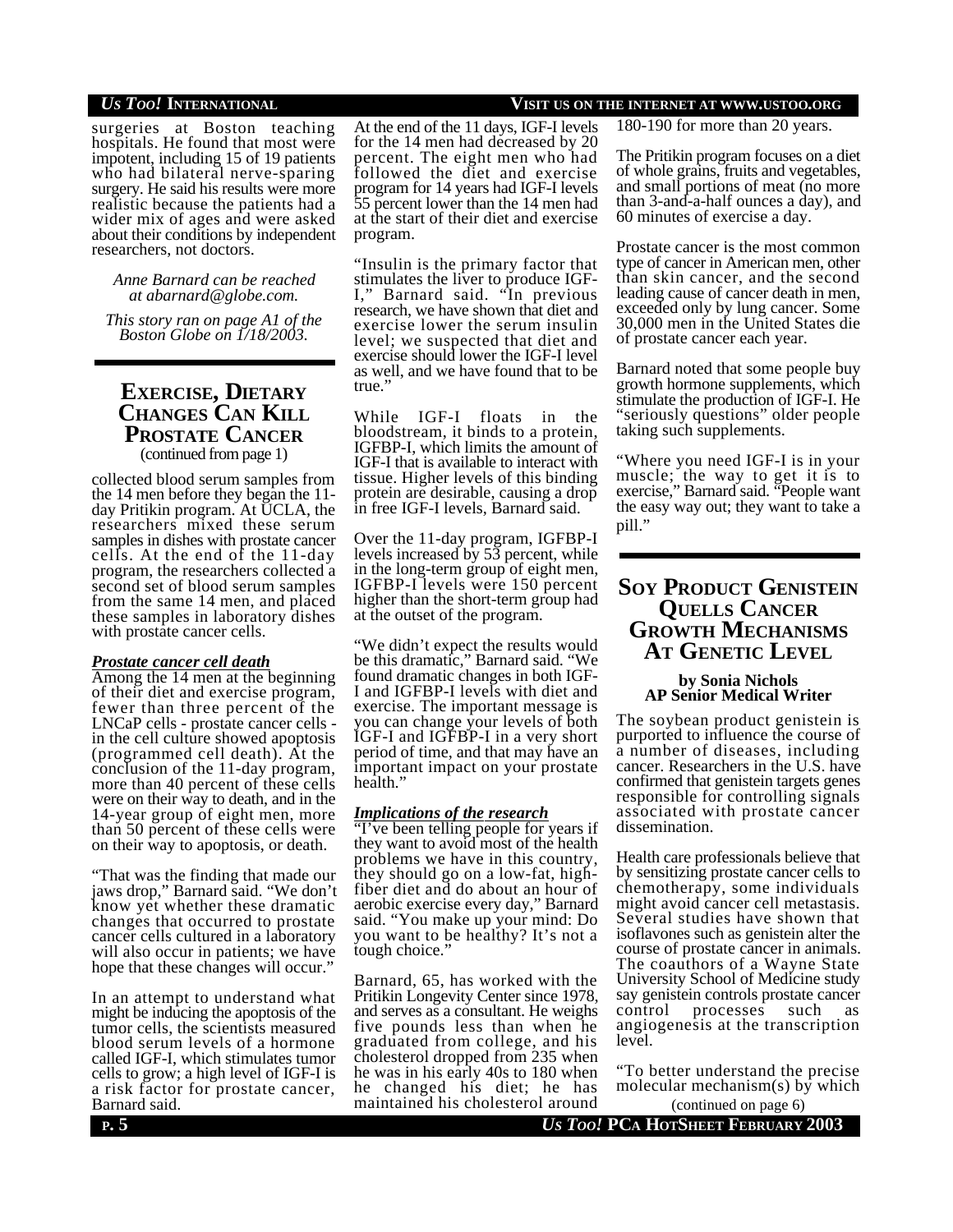surgeries at Boston teaching hospitals. He found that most were impotent, including 15 of 19 patients who had bilateral nerve-sparing surgery. He said his results were more realistic because the patients had a wider mix of ages and were asked about their conditions by independent researchers, not doctors.

*Anne Barnard can be reached at abarnard@globe.com.*

*This story ran on page A1 of the Boston Globe on 1/18/2003.*

## Exercise, Dietary Changes Can Kill Prostate Cancer

(continued from page 1)

collected blood serum samples from the 14 men before they began the 11-day Pritikin program. At UCLA, the researchers mixed these serum samples in dishes with prostate cancer cells. At the end of the 11-day program, the researchers collected a second set of blood serum samples from the same 14 men, and placed these samples in laboratory dishes with prostate cancer cells.

***Prostate cancer cell death***

Among the 14 men at the beginning of their diet and exercise program, fewer than three percent of the LNCaP cells - prostate cancer cells - in the cell culture showed apoptosis (programmed cell death). At the conclusion of the 11-day program, more than 40 percent of these cells were on their way to death, and in the 14-year group of eight men, more than 50 percent of these cells were on their way to apoptosis, or death.

"That was the finding that made our jaws drop," Barnard said. "We don't know yet whether these dramatic changes that occurred to prostate cancer cells cultured in a laboratory will also occur in patients; we have hope that these changes will occur."

In an attempt to understand what might be inducing the apoptosis of the tumor cells, the scientists measured blood serum levels of a hormone called IGF-I, which stimulates tumor cells to grow; a high level of IGF-I is a risk factor for prostate cancer, Barnard said.

At the end of the 11 days, IGF-I levels for the 14 men had decreased by 20 percent. The eight men who had followed the diet and exercise program for 14 years had IGF-I levels 55 percent lower than the 14 men had at the start of their diet and exercise program.

"Insulin is the primary factor that stimulates the liver to produce IGF-I," Barnard said. "In previous research, we have shown that diet and exercise lower the serum insulin level; we suspected that diet and exercise should lower the IGF-I level as well, and we have found that to be true."

While IGF-I floats in the bloodstream, it binds to a protein, IGFBP-I, which limits the amount of IGF-I that is available to interact with tissue. Higher levels of this binding protein are desirable, causing a drop in free IGF-I levels, Barnard said.

Over the 11-day program, IGFBP-I levels increased by 53 percent, while in the long-term group of eight men, IGFBP-I levels were 150 percent higher than the short-term group had at the outset of the program.

"We didn't expect the results would be this dramatic," Barnard said. "We found dramatic changes in both IGF-I and IGFBP-I levels with diet and exercise. The important message is you can change your levels of both IGF-I and IGFBP-I in a very short period of time, and that may have an important impact on your prostate health."

***Implications of the research***

"I've been telling people for years if they want to avoid most of the health problems we have in this country, they should go on a low-fat, high-fiber diet and do about an hour of aerobic exercise every day," Barnard said. "You make up your mind: Do you want to be healthy? It's not a tough choice."

Barnard, 65, has worked with the Pritikin Longevity Center since 1978, and serves as a consultant. He weighs five pounds less than when he graduated from college, and his cholesterol dropped from 235 when he was in his early 40s to 180 when he changed his diet; he has maintained his cholesterol around 180-190 for more than 20 years.

The Pritikin program focuses on a diet of whole grains, fruits and vegetables, and small portions of meat (no more than 3-and-a-half ounces a day), and 60 minutes of exercise a day.

Prostate cancer is the most common type of cancer in American men, other than skin cancer, and the second leading cause of cancer death in men, exceeded only by lung cancer. Some 30,000 men in the United States die of prostate cancer each year.

Barnard noted that some people buy growth hormone supplements, which stimulate the production of IGF-I. He "seriously questions" older people taking such supplements.

"Where you need IGF-I is in your muscle; the way to get it is to exercise," Barnard said. "People want the easy way out; they want to take a pill."

## Soy Product Genistein Quells Cancer Growth Mechanisms At Genetic Level

**by Sonia Nichols**
**AP Senior Medical Writer**

The soybean product genistein is purported to influence the course of a number of diseases, including cancer. Researchers in the U.S. have confirmed that genistein targets genes responsible for controlling signals associated with prostate cancer dissemination.

Health care professionals believe that by sensitizing prostate cancer cells to chemotherapy, some individuals might avoid cancer cell metastasis. Several studies have shown that isoflavones such as genistein alter the course of prostate cancer in animals. The coauthors of a Wayne State University School of Medicine study say genistein controls prostate cancer control processes such as angiogenesis at the transcription level.

"To better understand the precise molecular mechanism(s) by which

(continued on page 6)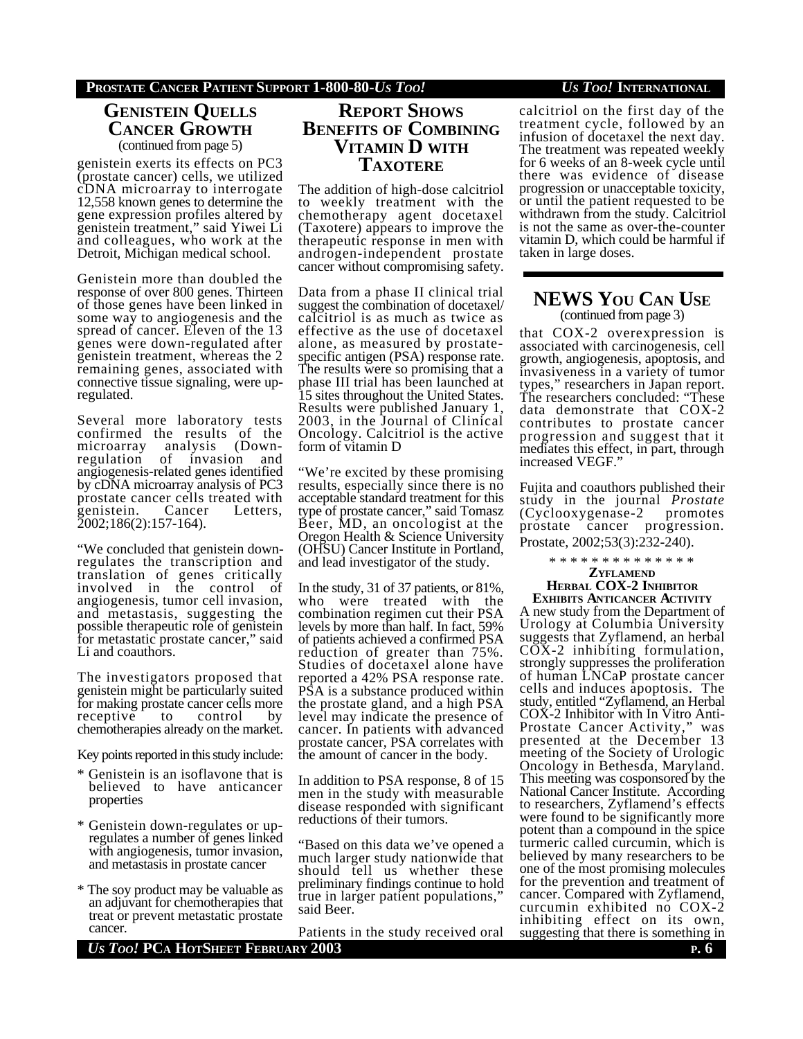## GENISTEIN QUELLS CANCER GROWTH

(continued from page 5)

genistein exerts its effects on PC3 (prostate cancer) cells, we utilized cDNA microarray to interrogate 12,558 known genes to determine the gene expression profiles altered by genistein treatment," said Yiwei Li and colleagues, who work at the Detroit, Michigan medical school.

Genistein more than doubled the response of over 800 genes. Thirteen of those genes have been linked in some way to angiogenesis and the spread of cancer. Eleven of the 13 genes were down-regulated after genistein treatment, whereas the 2 remaining genes, associated with connective tissue signaling, were up-regulated.

Several more laboratory tests confirmed the results of the microarray analysis (Down-regulation of invasion and angiogenesis-related genes identified by cDNA microarray analysis of PC3 prostate cancer cells treated with genistein. Cancer Letters, 2002;186(2):157-164).

"We concluded that genistein down-regulates the transcription and translation of genes critically involved in the control of angiogenesis, tumor cell invasion, and metastasis, suggesting the possible therapeutic role of genistein for metastatic prostate cancer," said Li and coauthors.

The investigators proposed that genistein might be particularly suited for making prostate cancer cells more receptive to control by chemotherapies already on the market.

Key points reported in this study include:

- \* Genistein is an isoflavone that is believed to have anticancer properties
- \* Genistein down-regulates or up-regulates a number of genes linked with angiogenesis, tumor invasion, and metastasis in prostate cancer
- \* The soy product may be valuable as an adjuvant for chemotherapies that treat or prevent metastatic prostate cancer.

## REPORT SHOWS BENEFITS OF COMBINING VITAMIN D WITH TAXOTERE

The addition of high-dose calcitriol to weekly treatment with the chemotherapy agent docetaxel (Taxotere) appears to improve the therapeutic response in men with androgen-independent prostate cancer without compromising safety.

Data from a phase II clinical trial suggest the combination of docetaxel/calcitriol is as much as twice as effective as the use of docetaxel alone, as measured by prostate-specific antigen (PSA) response rate. The results were so promising that a phase III trial has been launched at 15 sites throughout the United States. Results were published January 1, 2003, in the Journal of Clinical Oncology. Calcitriol is the active form of vitamin D

"We're excited by these promising results, especially since there is no acceptable standard treatment for this type of prostate cancer," said Tomasz Beer, MD, an oncologist at the Oregon Health & Science University (OHSU) Cancer Institute in Portland, and lead investigator of the study.

In the study, 31 of 37 patients, or 81%, who were treated with the combination regimen cut their PSA levels by more than half. In fact, 59% of patients achieved a confirmed PSA reduction of greater than 75%. Studies of docetaxel alone have reported a 42% PSA response rate. PSA is a substance produced within the prostate gland, and a high PSA level may indicate the presence of cancer. In patients with advanced prostate cancer, PSA correlates with the amount of cancer in the body.

In addition to PSA response, 8 of 15 men in the study with measurable disease responded with significant reductions of their tumors.

"Based on this data we've opened a much larger study nationwide that should tell us whether these preliminary findings continue to hold true in larger patient populations," said Beer.

Patients in the study received oral calcitriol on the first day of the treatment cycle, followed by an infusion of docetaxel the next day. The treatment was repeated weekly for 6 weeks of an 8-week cycle until there was evidence of disease progression or unacceptable toxicity, or until the patient requested to be withdrawn from the study. Calcitriol is not the same as over-the-counter vitamin D, which could be harmful if taken in large doses.

## NEWS YOU CAN USE

(continued from page 3)

that COX-2 overexpression is associated with carcinogenesis, cell growth, angiogenesis, apoptosis, and invasiveness in a variety of tumor types," researchers in Japan report. The researchers concluded: "These data demonstrate that COX-2 contributes to prostate cancer progression and suggest that it mediates this effect, in part, through increased VEGF."

Fujita and coauthors published their study in the journal *Prostate* (Cyclooxygenase-2 promotes prostate cancer progression. Prostate, 2002;53(3):232-240).

\* \* \* \* \* \* \* \* \* \* \* \* \* \*

### ZYFLAMEND HERBAL COX-2 INHIBITOR EXHIBITS ANTICANCER ACTIVITY

A new study from the Department of Urology at Columbia University suggests that Zyflamend, an herbal COX-2 inhibiting formulation, strongly suppresses the proliferation of human LNCaP prostate cancer cells and induces apoptosis. The study, entitled "Zyflamend, an Herbal COX-2 Inhibitor with In Vitro Anti-Prostate Cancer Activity," was presented at the December 13 meeting of the Society of Urologic Oncology in Bethesda, Maryland. This meeting was cosponsored by the National Cancer Institute. According to researchers, Zyflamend's effects were found to be significantly more potent than a compound in the spice turmeric called curcumin, which is believed by many researchers to be one of the most promising molecules for the prevention and treatment of cancer. Compared with Zyflamend, curcumin exhibited no COX-2 inhibiting effect on its own, suggesting that there is something in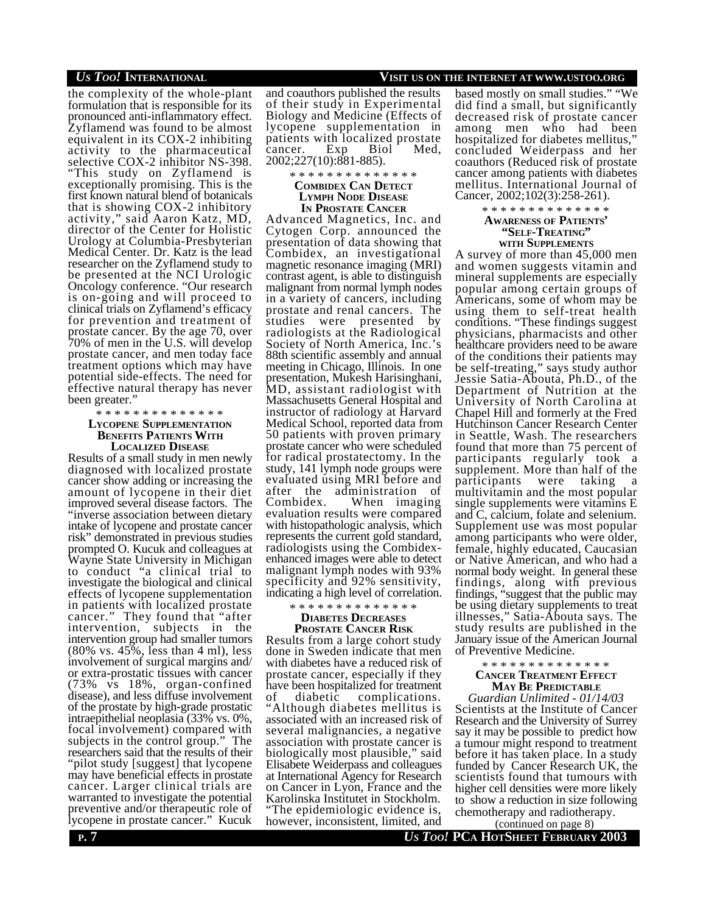the complexity of the whole-plant formulation that is responsible for its pronounced anti-inflammatory effect. Zyflamend was found to be almost equivalent in its COX-2 inhibiting activity to the pharmaceutical selective COX-2 inhibitor NS-398. "This study on Zyflamend is exceptionally promising. This is the first known natural blend of botanicals that is showing COX-2 inhibitory activity," said Aaron Katz, MD, director of the Center for Holistic Urology at Columbia-Presbyterian Medical Center. Dr. Katz is the lead researcher on the Zyflamend study to be presented at the NCI Urologic Oncology conference. "Our research is on-going and will proceed to clinical trials on Zyflamend's efficacy for prevention and treatment of prostate cancer. By the age 70, over 70% of men in the U.S. will develop prostate cancer, and men today face treatment options which may have potential side-effects. The need for effective natural therapy has never been greater."

* * * * * * * * * * * * * *

### LYCOPENE SUPPLEMENTATION BENEFITS PATIENTS WITH LOCALIZED DISEASE

Results of a small study in men newly diagnosed with localized prostate cancer show adding or increasing the amount of lycopene in their diet improved several disease factors. The "inverse association between dietary intake of lycopene and prostate cancer risk" demonstrated in previous studies prompted O. Kucuk and colleagues at Wayne State University in Michigan to conduct "a clinical trial to investigate the biological and clinical effects of lycopene supplementation in patients with localized prostate cancer." They found that "after intervention, subjects in the intervention group had smaller tumors (80% vs. 45%, less than 4 ml), less involvement of surgical margins and/ or extra-prostatic tissues with cancer (73% vs 18%, organ-confined disease), and less diffuse involvement of the prostate by high-grade prostatic intraepithelial neoplasia (33% vs. 0%, focal involvement) compared with subjects in the control group." The researchers said that the results of their "pilot study [suggest] that lycopene may have beneficial effects in prostate cancer. Larger clinical trials are warranted to investigate the potential preventive and/or therapeutic role of lycopene in prostate cancer." Kucuk and coauthors published the results of their study in Experimental Biology and Medicine (Effects of lycopene supplementation in patients with localized prostate cancer. Exp Biol Med, 2002;227(10):881-885).

* * * * * * * * * * * * * *

### COMBIDEX CAN DETECT LYMPH NODE DISEASE IN PROSTATE CANCER

Advanced Magnetics, Inc. and Cytogen Corp. announced the presentation of data showing that Combidex, an investigational magnetic resonance imaging (MRI) contrast agent, is able to distinguish malignant from normal lymph nodes in a variety of cancers, including prostate and renal cancers. The studies were presented by radiologists at the Radiological Society of North America, Inc.'s 88th scientific assembly and annual meeting in Chicago, Illinois. In one presentation, Mukesh Harisinghani, MD, assistant radiologist with Massachusetts General Hospital and instructor of radiology at Harvard Medical School, reported data from 50 patients with proven primary prostate cancer who were scheduled for radical prostatectomy. In the study, 141 lymph node groups were evaluated using MRI before and after the administration of Combidex. When imaging evaluation results were compared with histopathologic analysis, which represents the current gold standard, radiologists using the Combidex-enhanced images were able to detect malignant lymph nodes with 93% specificity and 92% sensitivity, indicating a high level of correlation.

* * * * * * * * * * * * * *

### DIABETES DECREASES PROSTATE CANCER RISK

Results from a large cohort study done in Sweden indicate that men with diabetes have a reduced risk of prostate cancer, especially if they have been hospitalized for treatment of diabetic complications. "Although diabetes mellitus is associated with an increased risk of several malignancies, a negative association with prostate cancer is biologically most plausible," said Elisabete Weiderpass and colleagues at International Agency for Research on Cancer in Lyon, France and the Karolinska Institutet in Stockholm. "The epidemiologic evidence is, however, inconsistent, limited, and based mostly on small studies." "We did find a small, but significantly decreased risk of prostate cancer among men who had been hospitalized for diabetes mellitus," concluded Weiderpass and her coauthors (Reduced risk of prostate cancer among patients with diabetes mellitus. International Journal of Cancer, 2002;102(3):258-261).

* * * * * * * * * * * * * *

### AWARENESS OF PATIENTS' "SELF-TREATING" WITH SUPPLEMENTS

A survey of more than 45,000 men and women suggests vitamin and mineral supplements are especially popular among certain groups of Americans, some of whom may be using them to self-treat health conditions. "These findings suggest physicians, pharmacists and other healthcare providers need to be aware of the conditions their patients may be self-treating," says study author Jessie Satia-Abouta, Ph.D., of the Department of Nutrition at the University of North Carolina at Chapel Hill and formerly at the Fred Hutchinson Cancer Research Center in Seattle, Wash. The researchers found that more than 75 percent of participants regularly took a supplement. More than half of the participants were taking a multivitamin and the most popular single supplements were vitamins E and C, calcium, folate and selenium. Supplement use was most popular among participants who were older, female, highly educated, Caucasian or Native American, and who had a normal body weight. In general these findings, along with previous findings, "suggest that the public may be using dietary supplements to treat illnesses," Satia-Abouta says. The study results are published in the January issue of the American Journal of Preventive Medicine.

* * * * * * * * * * * * * *

### CANCER TREATMENT EFFECT MAY BE PREDICTABLE

*Guardian Unlimited - 01/14/03*

Scientists at the Institute of Cancer Research and the University of Surrey say it may be possible to predict how a tumour might respond to treatment before it has taken place. In a study funded by Cancer Research UK, the scientists found that tumours with higher cell densities were more likely to show a reduction in size following chemotherapy and radiotherapy.

(continued on page 8)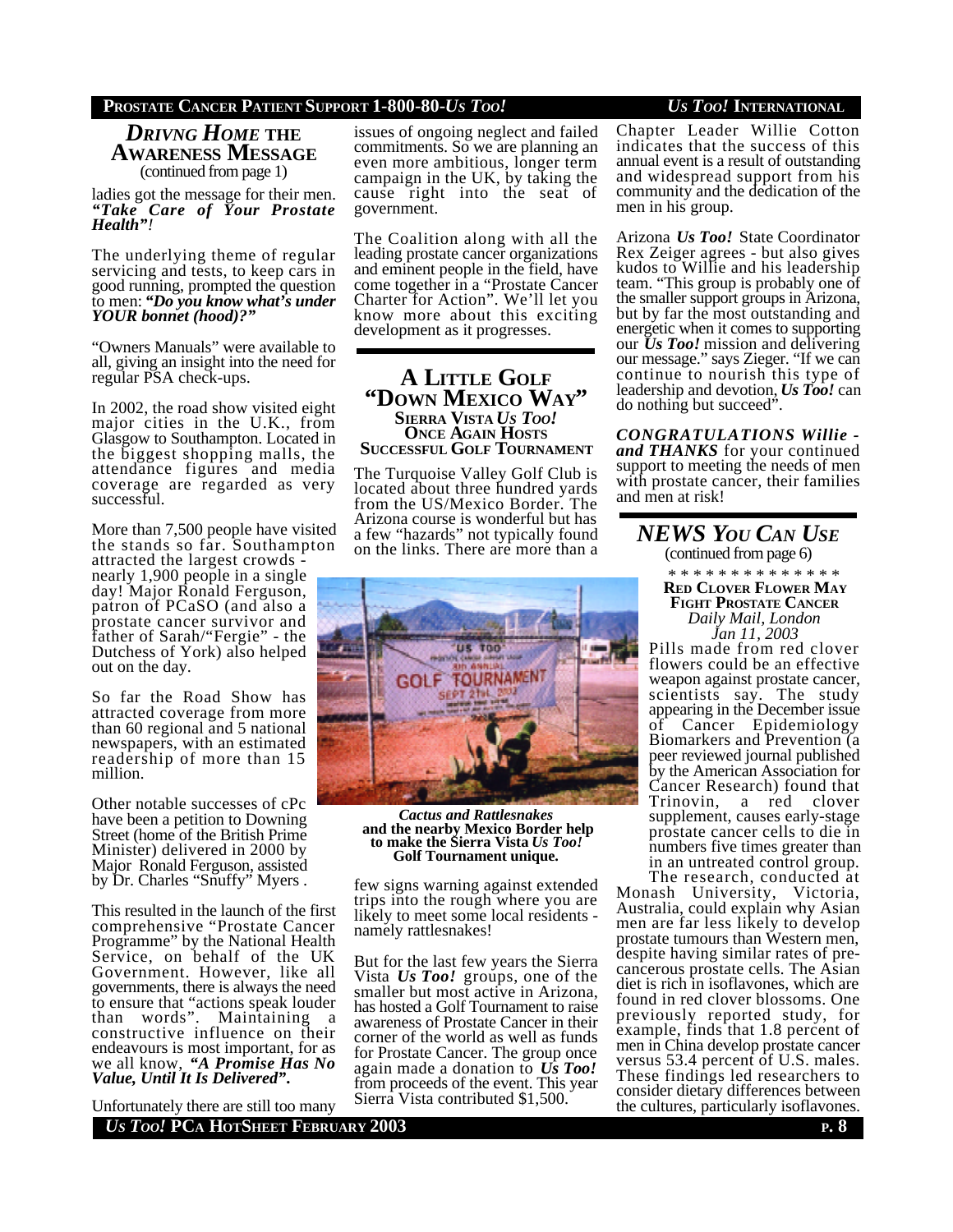## *DRIVNG HOME* THE AWARENESS MESSAGE

(continued from page 1)

ladies got the message for their men. ***"Take Care of Your Prostate Health"!***

The underlying theme of regular servicing and tests, to keep cars in good running, prompted the question to men: ***"Do you know what's under YOUR bonnet (hood)?"***

"Owners Manuals" were available to all, giving an insight into the need for regular PSA check-ups.

In 2002, the road show visited eight major cities in the U.K., from Glasgow to Southampton. Located in the biggest shopping malls, the attendance figures and media coverage are regarded as very successful.

More than 7,500 people have visited the stands so far. Southampton attracted the largest crowds - nearly 1,900 people in a single day! Major Ronald Ferguson, patron of PCaSO (and also a prostate cancer survivor and father of Sarah/"Fergie" - the Dutchess of York) also helped out on the day.

So far the Road Show has attracted coverage from more than 60 regional and 5 national newspapers, with an estimated readership of more than 15 million.

Other notable successes of cPc have been a petition to Downing Street (home of the British Prime Minister) delivered in 2000 by Major Ronald Ferguson, assisted by Dr. Charles "Snuffy" Myers .

This resulted in the launch of the first comprehensive "Prostate Cancer Programme" by the National Health Service, on behalf of the UK Government. However, like all governments, there is always the need to ensure that "actions speak louder than words". Maintaining a constructive influence on their endeavours is most important, for as we all know, ***"A Promise Has No Value, Until It Is Delivered".***

Unfortunately there are still too many issues of ongoing neglect and failed commitments. So we are planning an even more ambitious, longer term campaign in the UK, by taking the cause right into the seat of government.

The Coalition along with all the leading prostate cancer organizations and eminent people in the field, have come together in a "Prostate Cancer Charter for Action". We'll let you know more about this exciting development as it progresses.

## A LITTLE GOLF "DOWN MEXICO WAY"

### SIERRA VISTA *US TOO!* ONCE AGAIN HOSTS SUCCESSFUL GOLF TOURNAMENT

The Turquoise Valley Golf Club is located about three hundred yards from the US/Mexico Border. The Arizona course is wonderful but has a few "hazards" not typically found on the links. There are more than a few signs warning against extended trips into the rough where you are likely to meet some local residents - namely rattlesnakes!

***Cactus and Rattlesnakes* and the nearby Mexico Border help to make the Sierra Vista *Us Too!* Golf Tournament unique.**

But for the last few years the Sierra Vista ***Us Too!*** groups, one of the smaller but most active in Arizona, has hosted a Golf Tournament to raise awareness of Prostate Cancer in their corner of the world as well as funds for Prostate Cancer. The group once again made a donation to ***Us Too!*** from proceeds of the event. This year Sierra Vista contributed $1,500.

Chapter Leader Willie Cotton indicates that the success of this annual event is a result of outstanding and widespread support from his community and the dedication of the men in his group.

Arizona ***Us Too!*** State Coordinator Rex Zeiger agrees - but also gives kudos to Willie and his leadership team. "This group is probably one of the smaller support groups in Arizona, but by far the most outstanding and energetic when it comes to supporting our ***Us Too!*** mission and delivering our message." says Zieger. "If we can continue to nourish this type of leadership and devotion, ***Us Too!*** can do nothing but succeed".

***CONGRATULATIONS Willie - and THANKS*** for your continued support to meeting the needs of men with prostate cancer, their families and men at risk!

## *NEWS YOU CAN USE*

(continued from page 6)

\* \* \* \* \* \* \* \* \* \* \* \* \* \*

**RED CLOVER FLOWER MAY FIGHT PROSTATE CANCER**

*Daily Mail, London*
*Jan 11, 2003*

Pills made from red clover flowers could be an effective weapon against prostate cancer, scientists say. The study appearing in the December issue of Cancer Epidemiology Biomarkers and Prevention (a peer reviewed journal published by the American Association for Cancer Research) found that Trinovin, a red clover supplement, causes early-stage prostate cancer cells to die in numbers five times greater than in an untreated control group.

The research, conducted at Monash University, Victoria, Australia, could explain why Asian men are far less likely to develop prostate tumours than Western men, despite having similar rates of pre-cancerous prostate cells. The Asian diet is rich in isoflavones, which are found in red clover blossoms. One previously reported study, for example, finds that 1.8 percent of men in China develop prostate cancer versus 53.4 percent of U.S. males. These findings led researchers to consider dietary differences between the cultures, particularly isoflavones.